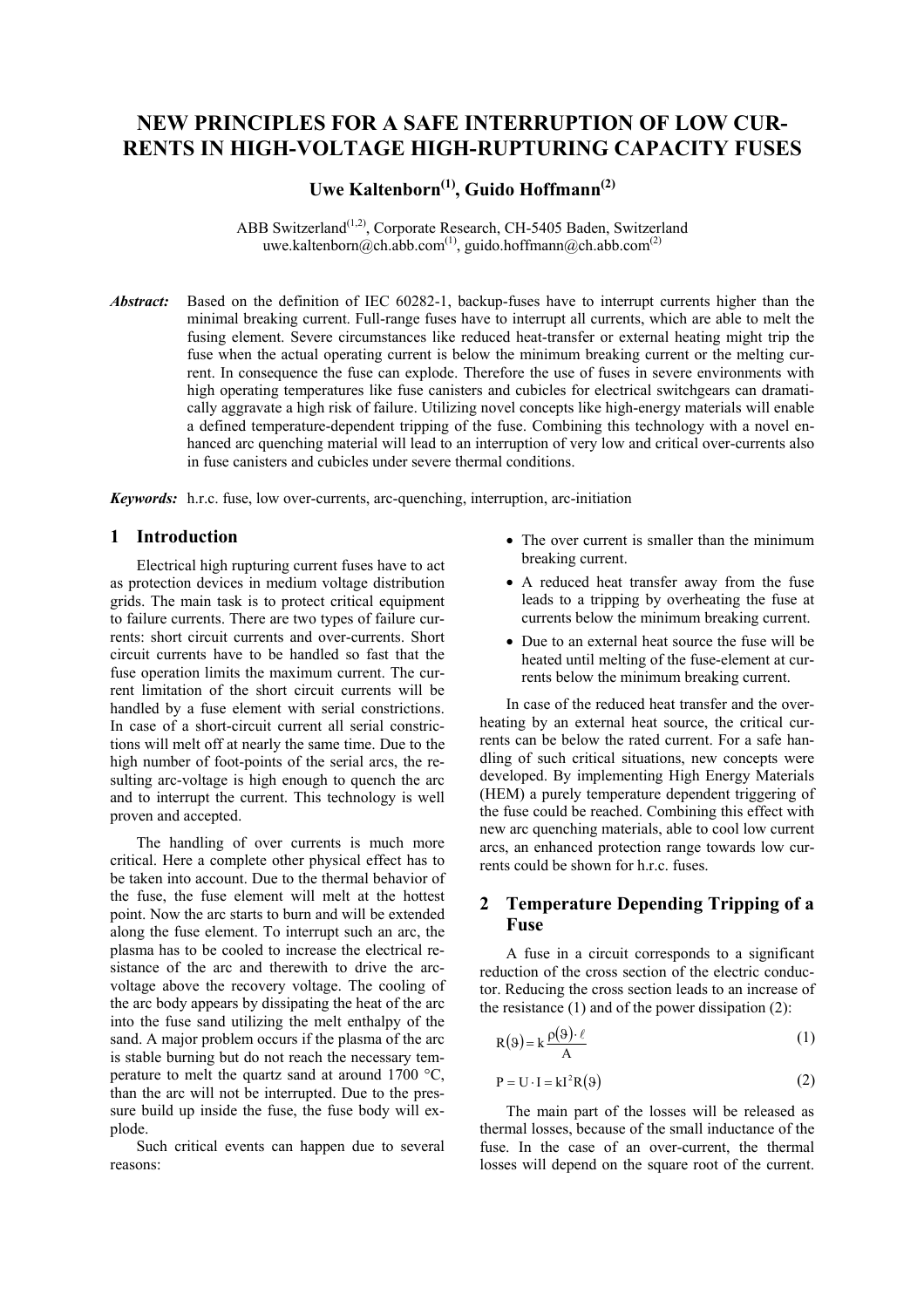# NEW PRINCIPLES FOR A SAFE INTERRUPTION OF LOW CURRENTS IN HIGH-VOLTAGE HIGH-RUPTURING CAPACITY FUSES

**Uwe Kaltenborn[(1)], Guido Hoffmann[(2)]**

ABB Switzerland[(1,2)], Corporate Research, CH-5405 Baden, Switzerland
uwe.kaltenborn@ch.abb.com[(1)], guido.hoffmann@ch.abb.com[(2)]

***Abstract:*** Based on the definition of IEC 60282-1, backup-fuses have to interrupt currents higher than the minimal breaking current. Full-range fuses have to interrupt all currents, which are able to melt the fusing element. Severe circumstances like reduced heat-transfer or external heating might trip the fuse when the actual operating current is below the minimum breaking current or the melting current. In consequence the fuse can explode. Therefore the use of fuses in severe environments with high operating temperatures like fuse canisters and cubicles for electrical switchgears can dramatically aggravate a high risk of failure. Utilizing novel concepts like high-energy materials will enable a defined temperature-dependent tripping of the fuse. Combining this technology with a novel enhanced arc quenching material will lead to an interruption of very low and critical over-currents also in fuse canisters and cubicles under severe thermal conditions.

***Keywords:*** h.r.c. fuse, low over-currents, arc-quenching, interruption, arc-initiation

## 1 Introduction

Electrical high rupturing current fuses have to act as protection devices in medium voltage distribution grids. The main task is to protect critical equipment to failure currents. There are two types of failure currents: short circuit currents and over-currents. Short circuit currents have to be handled so fast that the fuse operation limits the maximum current. The current limitation of the short circuit currents will be handled by a fuse element with serial constrictions. In case of a short-circuit current all serial constrictions will melt off at nearly the same time. Due to the high number of foot-points of the serial arcs, the resulting arc-voltage is high enough to quench the arc and to interrupt the current. This technology is well proven and accepted.

The handling of over currents is much more critical. Here a complete other physical effect has to be taken into account. Due to the thermal behavior of the fuse, the fuse element will melt at the hottest point. Now the arc starts to burn and will be extended along the fuse element. To interrupt such an arc, the plasma has to be cooled to increase the electrical resistance of the arc and therewith to drive the arc-voltage above the recovery voltage. The cooling of the arc body appears by dissipating the heat of the arc into the fuse sand utilizing the melt enthalpy of the sand. A major problem occurs if the plasma of the arc is stable burning but do not reach the necessary temperature to melt the quartz sand at around 1700 °C, than the arc will not be interrupted. Due to the pressure build up inside the fuse, the fuse body will explode.

Such critical events can happen due to several reasons:

- The over current is smaller than the minimum breaking current.
- A reduced heat transfer away from the fuse leads to a tripping by overheating the fuse at currents below the minimum breaking current.
- Due to an external heat source the fuse will be heated until melting of the fuse-element at currents below the minimum breaking current.

In case of the reduced heat transfer and the overheating by an external heat source, the critical currents can be below the rated current. For a safe handling of such critical situations, new concepts were developed. By implementing High Energy Materials (HEM) a purely temperature dependent triggering of the fuse could be reached. Combining this effect with new arc quenching materials, able to cool low current arcs, an enhanced protection range towards low currents could be shown for h.r.c. fuses.

## 2 Temperature Depending Tripping of a Fuse

A fuse in a circuit corresponds to a significant reduction of the cross section of the electric conductor. Reducing the cross section leads to an increase of the resistance (1) and of the power dissipation (2):

$$R(\vartheta) = k\frac{\rho(\vartheta)\cdot \ell}{A} \tag{1}$$

$$P = U \cdot I = kI^2R(\vartheta) \tag{2}$$

The main part of the losses will be released as thermal losses, because of the small inductance of the fuse. In the case of an over-current, the thermal losses will depend on the square root of the current.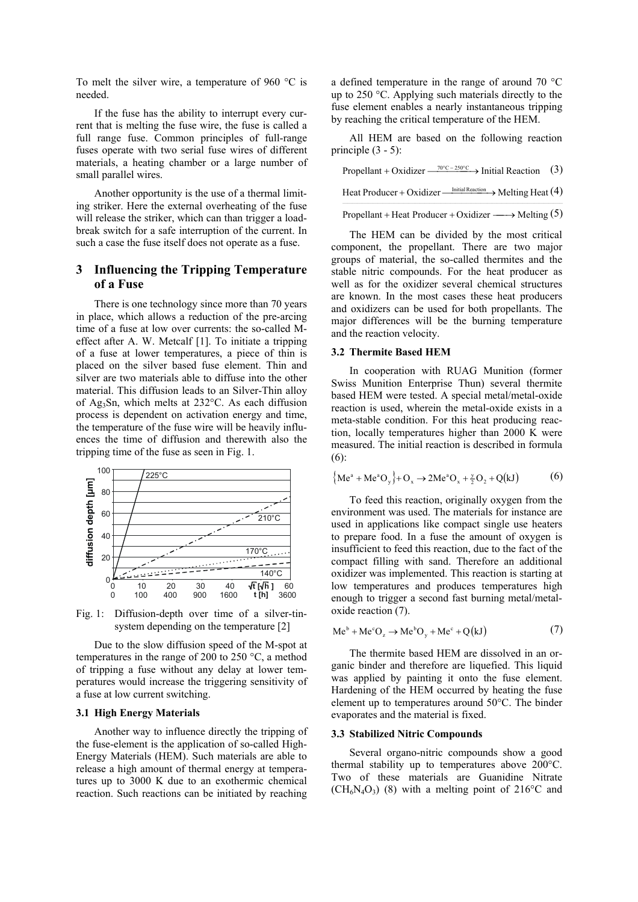To melt the silver wire, a temperature of 960 °C is needed.

If the fuse has the ability to interrupt every current that is melting the fuse wire, the fuse is called a full range fuse. Common principles of full-range fuses operate with two serial fuse wires of different materials, a heating chamber or a large number of small parallel wires.

Another opportunity is the use of a thermal limiting striker. Here the external overheating of the fuse will release the striker, which can than trigger a load-break switch for a safe interruption of the current. In such a case the fuse itself does not operate as a fuse.

## 3 Influencing the Tripping Temperature of a Fuse

There is one technology since more than 70 years in place, which allows a reduction of the pre-arcing time of a fuse at low over currents: the so-called M-effect after A. W. Metcalf [1]. To initiate a tripping of a fuse at lower temperatures, a piece of thin is placed on the silver based fuse element. Thin and silver are two materials able to diffuse into the other material. This diffusion leads to an Silver-Thin alloy of $Ag_3Sn$, which melts at 232°C. As each diffusion process is dependent on activation energy and time, the temperature of the fuse wire will be heavily influences the time of diffusion and therewith also the tripping time of the fuse as seen in Fig. 1.

Fig. 1: Diffusion-depth over time of a silver-tin-system depending on the temperature [2]

Due to the slow diffusion speed of the M-spot at temperatures in the range of 200 to 250 °C, a method of tripping a fuse without any delay at lower temperatures would increase the triggering sensitivity of a fuse at low current switching.

### 3.1 High Energy Materials

Another way to influence directly the tripping of the fuse-element is the application of so-called High-Energy Materials (HEM). Such materials are able to release a high amount of thermal energy at temperatures up to 3000 K due to an exothermic chemical reaction. Such reactions can be initiated by reaching a defined temperature in the range of around 70 °C up to 250 °C. Applying such materials directly to the fuse element enables a nearly instantaneous tripping by reaching the critical temperature of the HEM.

All HEM are based on the following reaction principle (3 - 5):

$$\text{Propellant} + \text{Oxidizer} \xrightarrow{70°\text{C} - 250°\text{C}} \text{Initial Reaction} \quad (3)$$

$$\text{Heat Producer} + \text{Oxidizer} \xrightarrow{\text{Initial Reaction}} \text{Melting Heat} \quad (4)$$

$$\text{Propellant} + \text{Heat Producer} + \text{Oxidizer} \longrightarrow \text{Melting} \quad (5)$$

The HEM can be divided by the most critical component, the propellant. There are two major groups of material, the so-called thermites and the stable nitric compounds. For the heat producer as well as for the oxidizer several chemical structures are known. In the most cases these heat producers and oxidizers can be used for both propellants. The major differences will be the burning temperature and the reaction velocity.

### 3.2 Thermite Based HEM

In cooperation with RUAG Munition (former Swiss Munition Enterprise Thun) several thermite based HEM were tested. A special metal/metal-oxide reaction is used, wherein the metal-oxide exists in a meta-stable condition. For this heat producing reaction, locally temperatures higher than 2000 K were measured. The initial reaction is described in formula (6):

$$\left\{Me^a + Me^a O_y\right\} + O_x \rightarrow 2Me^a O_x + \tfrac{y}{2} O_2 + Q(\text{kJ}) \quad (6)$$

To feed this reaction, originally oxygen from the environment was used. The materials for instance are used in applications like compact single use heaters to prepare food. In a fuse the amount of oxygen is insufficient to feed this reaction, due to the fact of the compact filling with sand. Therefore an additional oxidizer was implemented. This reaction is starting at low temperatures and produces temperatures high enough to trigger a second fast burning metal/metal-oxide reaction (7).

$$Me^b + Me^c O_z \rightarrow Me^b O_y + Me^c + Q(\text{kJ}) \quad (7)$$

The thermite based HEM are dissolved in an organic binder and therefore are liquefied. This liquid was applied by painting it onto the fuse element. Hardening of the HEM occurred by heating the fuse element up to temperatures around 50°C. The binder evaporates and the material is fixed.

### 3.3 Stabilized Nitric Compounds

Several organo-nitric compounds show a good thermal stability up to temperatures above 200°C. Two of these materials are Guanidine Nitrate ($CH_6N_4O_3$) (8) with a melting point of 216°C and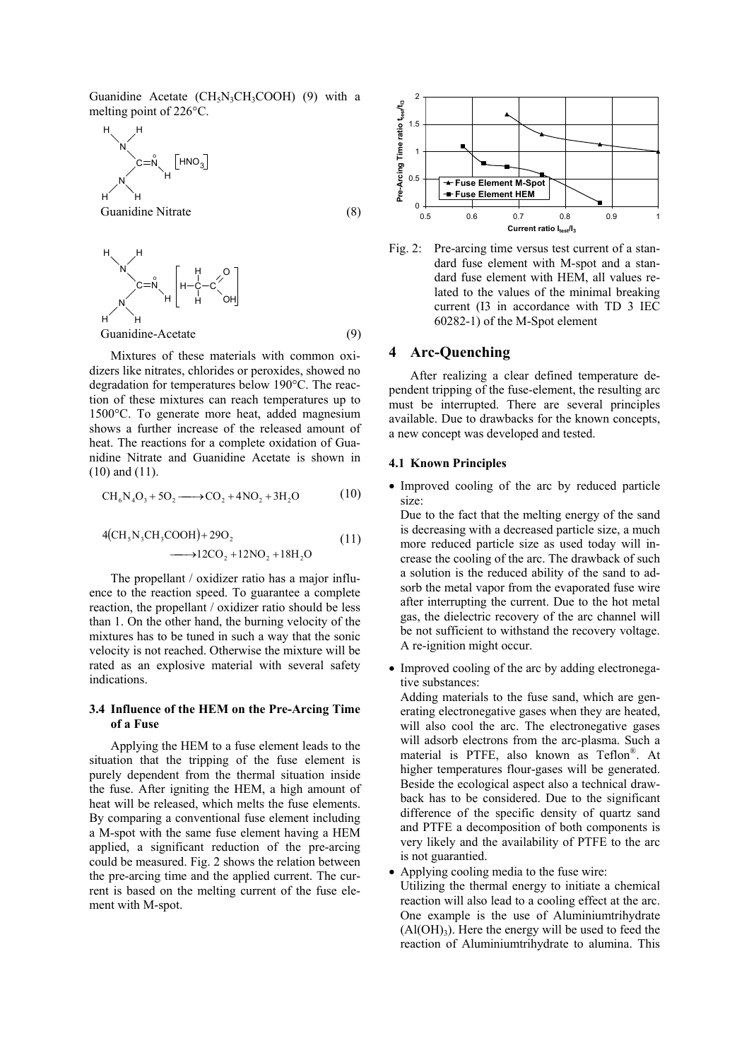Guanidine Acetate ($CH_5N_3CH_3COOH$) (9) with a melting point of 226°C.

Guanidine Nitrate (8)

Guanidine-Acetate (9)

Mixtures of these materials with common oxidizers like nitrates, chlorides or peroxides, showed no degradation for temperatures below 190°C. The reaction of these mixtures can reach temperatures up to 1500°C. To generate more heat, added magnesium shows a further increase of the released amount of heat. The reactions for a complete oxidation of Guanidine Nitrate and Guanidine Acetate is shown in (10) and (11).

$$CH_6N_4O_3 + 5O_2 \longrightarrow CO_2 + 4NO_2 + 3H_2O \tag{10}$$

$$4(CH_5N_3CH_3COOH) + 29O_2 \longrightarrow 12CO_2 + 12NO_2 + 18H_2O \tag{11}$$

The propellant / oxidizer ratio has a major influence to the reaction speed. To guarantee a complete reaction, the propellant / oxidizer ratio should be less than 1. On the other hand, the burning velocity of the mixtures has to be tuned in such a way that the sonic velocity is not reached. Otherwise the mixture will be rated as an explosive material with several safety indications.

### 3.4 Influence of the HEM on the Pre-Arcing Time of a Fuse

Applying the HEM to a fuse element leads to the situation that the tripping of the fuse element is purely dependent from the thermal situation inside the fuse. After igniting the HEM, a high amount of heat will be released, which melts the fuse elements. By comparing a conventional fuse element including a M-spot with the same fuse element having a HEM applied, a significant reduction of the pre-arcing could be measured. Fig. 2 shows the relation between the pre-arcing time and the applied current. The current is based on the melting current of the fuse element with M-spot.

Fig. 2: Pre-arcing time versus test current of a standard fuse element with M-spot and a standard fuse element with HEM, all values related to the values of the minimal breaking current (I3 in accordance with TD 3 IEC 60282-1) of the M-Spot element

## 4 Arc-Quenching

After realizing a clear defined temperature dependent tripping of the fuse-element, the resulting arc must be interrupted. There are several principles available. Due to drawbacks for the known concepts, a new concept was developed and tested.

### 4.1 Known Principles

- Improved cooling of the arc by reduced particle size:
  Due to the fact that the melting energy of the sand is decreasing with a decreased particle size, a much more reduced particle size as used today will increase the cooling of the arc. The drawback of such a solution is the reduced ability of the sand to adsorb the metal vapor from the evaporated fuse wire after interrupting the current. Due to the hot metal gas, the dielectric recovery of the arc channel will be not sufficient to withstand the recovery voltage. A re-ignition might occur.
- Improved cooling of the arc by adding electronegative substances:
  Adding materials to the fuse sand, which are generating electronegative gases when they are heated, will also cool the arc. The electronegative gases will adsorb electrons from the arc-plasma. Such a material is PTFE, also known as Teflon®. At higher temperatures flour-gases will be generated. Beside the ecological aspect also a technical drawback has to be considered. Due to the significant difference of the specific density of quartz sand and PTFE a decomposition of both components is very likely and the availability of PTFE to the arc is not guarantied.
- Applying cooling media to the fuse wire:
  Utilizing the thermal energy to initiate a chemical reaction will also lead to a cooling effect at the arc. One example is the use of Aluminiumtrihydrate ($Al(OH)_3$). Here the energy will be used to feed the reaction of Aluminiumtrihydrate to alumina. This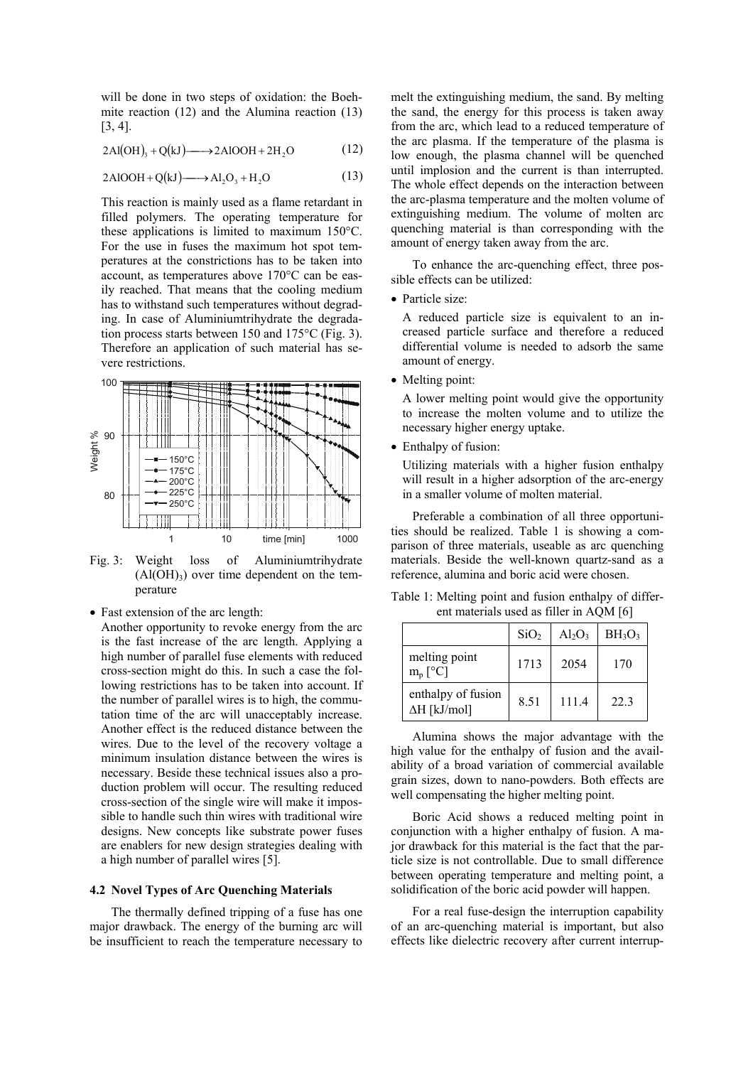will be done in two steps of oxidation: the Boehmite reaction (12) and the Alumina reaction (13) [3, 4].

$$2Al(OH)_3 + Q(kJ) \longrightarrow 2AlOOH + 2H_2O \tag{12}$$

$$2AlOOH + Q(kJ) \longrightarrow Al_2O_3 + H_2O \tag{13}$$

This reaction is mainly used as a flame retardant in filled polymers. The operating temperature for these applications is limited to maximum 150°C. For the use in fuses the maximum hot spot temperatures at the constrictions has to be taken into account, as temperatures above 170°C can be easily reached. That means that the cooling medium has to withstand such temperatures without degrading. In case of Aluminiumtrihydrate the degradation process starts between 150 and 175°C (Fig. 3). Therefore an application of such material has severe restrictions.

Fig. 3: Weight loss of Aluminiumtrihydrate ($Al(OH)_3$) over time dependent on the temperature

- Fast extension of the arc length:

  Another opportunity to revoke energy from the arc is the fast increase of the arc length. Applying a high number of parallel fuse elements with reduced cross-section might do this. In such a case the following restrictions has to be taken into account. If the number of parallel wires is to high, the commutation time of the arc will unacceptably increase. Another effect is the reduced distance between the wires. Due to the level of the recovery voltage a minimum insulation distance between the wires is necessary. Beside these technical issues also a production problem will occur. The resulting reduced cross-section of the single wire will make it impossible to handle such thin wires with traditional wire designs. New concepts like substrate power fuses are enablers for new design strategies dealing with a high number of parallel wires [5].

### 4.2 Novel Types of Arc Quenching Materials

The thermally defined tripping of a fuse has one major drawback. The energy of the burning arc will be insufficient to reach the temperature necessary to melt the extinguishing medium, the sand. By melting the sand, the energy for this process is taken away from the arc, which lead to a reduced temperature of the arc plasma. If the temperature of the plasma is low enough, the plasma channel will be quenched until implosion and the current is than interrupted. The whole effect depends on the interaction between the arc-plasma temperature and the molten volume of extinguishing medium. The volume of molten arc quenching material is than corresponding with the amount of energy taken away from the arc.

To enhance the arc-quenching effect, three possible effects can be utilized:

- Particle size:

  A reduced particle size is equivalent to an increased particle surface and therefore a reduced differential volume is needed to adsorb the same amount of energy.

- Melting point:

  A lower melting point would give the opportunity to increase the molten volume and to utilize the necessary higher energy uptake.

- Enthalpy of fusion:

  Utilizing materials with a higher fusion enthalpy will result in a higher adsorption of the arc-energy in a smaller volume of molten material.

Preferable a combination of all three opportunities should be realized. Table 1 is showing a comparison of three materials, useable as arc quenching materials. Beside the well-known quartz-sand as a reference, alumina and boric acid were chosen.

Table 1: Melting point and fusion enthalpy of different materials used as filler in AQM [6]

| | $SiO_2$ | $Al_2O_3$ | $BH_3O_3$ |
|---|---|---|---|
| melting point $m_p$ [°C] | 1713 | 2054 | 170 |
| enthalpy of fusion $\Delta H$ [kJ/mol] | 8.51 | 111.4 | 22.3 |

Alumina shows the major advantage with the high value for the enthalpy of fusion and the availability of a broad variation of commercial available grain sizes, down to nano-powders. Both effects are well compensating the higher melting point.

Boric Acid shows a reduced melting point in conjunction with a higher enthalpy of fusion. A major drawback for this material is the fact that the particle size is not controllable. Due to small difference between operating temperature and melting point, a solidification of the boric acid powder will happen.

For a real fuse-design the interruption capability of an arc-quenching material is important, but also effects like dielectric recovery after current interrup-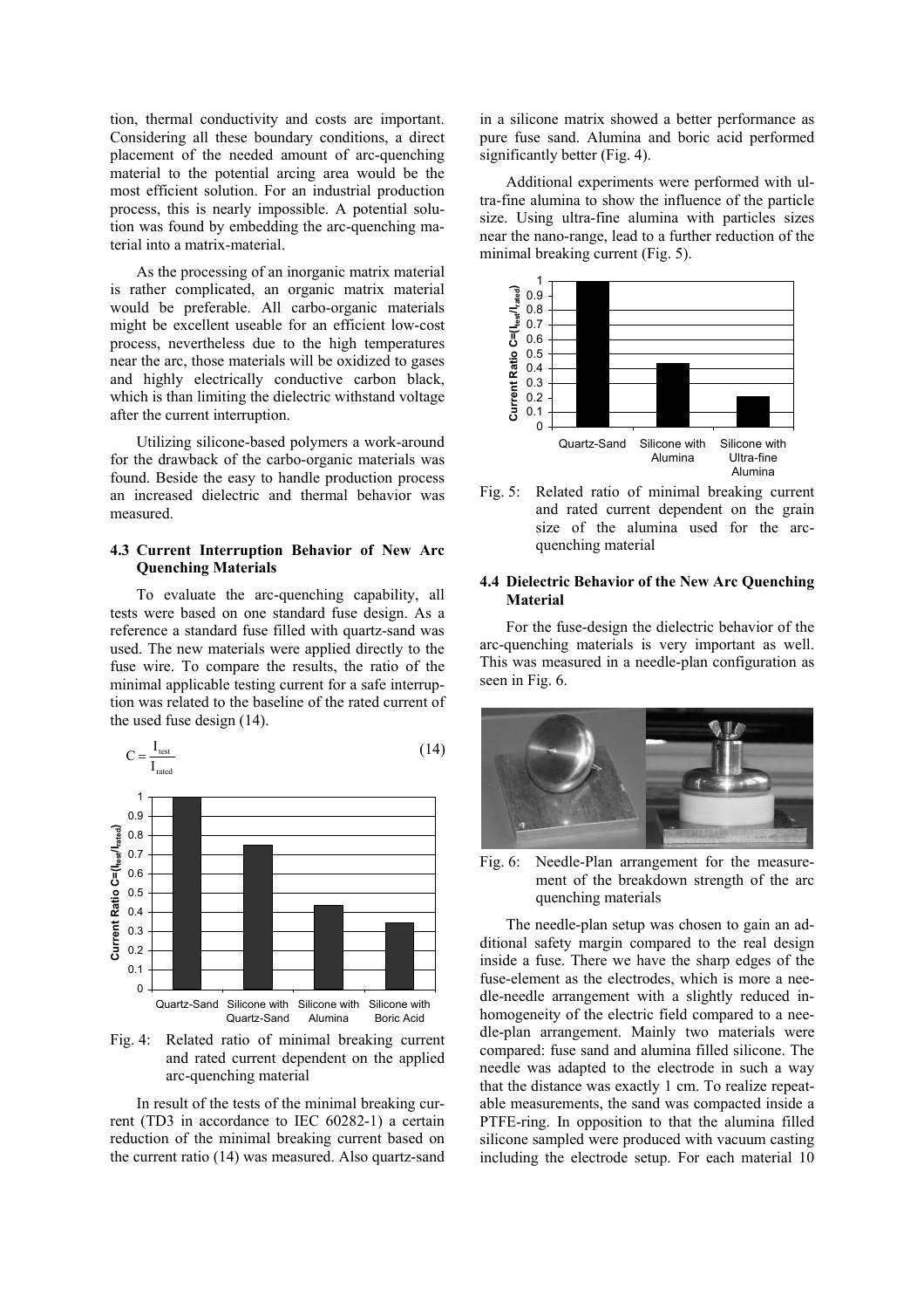tion, thermal conductivity and costs are important. Considering all these boundary conditions, a direct placement of the needed amount of arc-quenching material to the potential arcing area would be the most efficient solution. For an industrial production process, this is nearly impossible. A potential solution was found by embedding the arc-quenching material into a matrix-material.

As the processing of an inorganic matrix material is rather complicated, an organic matrix material would be preferable. All carbo-organic materials might be excellent useable for an efficient low-cost process, nevertheless due to the high temperatures near the arc, those materials will be oxidized to gases and highly electrically conductive carbon black, which is than limiting the dielectric withstand voltage after the current interruption.

Utilizing silicone-based polymers a work-around for the drawback of the carbo-organic materials was found. Beside the easy to handle production process an increased dielectric and thermal behavior was measured.

### 4.3 Current Interruption Behavior of New Arc Quenching Materials

To evaluate the arc-quenching capability, all tests were based on one standard fuse design. As a reference a standard fuse filled with quartz-sand was used. The new materials were applied directly to the fuse wire. To compare the results, the ratio of the minimal applicable testing current for a safe interruption was related to the baseline of the rated current of the used fuse design (14).

$$C = \frac{I_{test}}{I_{rated}} \tag{14}$$

Fig. 4: Related ratio of minimal breaking current and rated current dependent on the applied arc-quenching material

In result of the tests of the minimal breaking current (TD3 in accordance to IEC 60282-1) a certain reduction of the minimal breaking current based on the current ratio (14) was measured. Also quartz-sand in a silicone matrix showed a better performance as pure fuse sand. Alumina and boric acid performed significantly better (Fig. 4).

Additional experiments were performed with ultra-fine alumina to show the influence of the particle size. Using ultra-fine alumina with particles sizes near the nano-range, lead to a further reduction of the minimal breaking current (Fig. 5).

Fig. 5: Related ratio of minimal breaking current and rated current dependent on the grain size of the alumina used for the arc-quenching material

### 4.4 Dielectric Behavior of the New Arc Quenching Material

For the fuse-design the dielectric behavior of the arc-quenching materials is very important as well. This was measured in a needle-plan configuration as seen in Fig. 6.

Fig. 6: Needle-Plan arrangement for the measurement of the breakdown strength of the arc quenching materials

The needle-plan setup was chosen to gain an additional safety margin compared to the real design inside a fuse. There we have the sharp edges of the fuse-element as the electrodes, which is more a needle-needle arrangement with a slightly reduced inhomogeneity of the electric field compared to a needle-plan arrangement. Mainly two materials were compared: fuse sand and alumina filled silicone. The needle was adapted to the electrode in such a way that the distance was exactly 1 cm. To realize repeatable measurements, the sand was compacted inside a PTFE-ring. In opposition to that the alumina filled silicone sampled were produced with vacuum casting including the electrode setup. For each material 10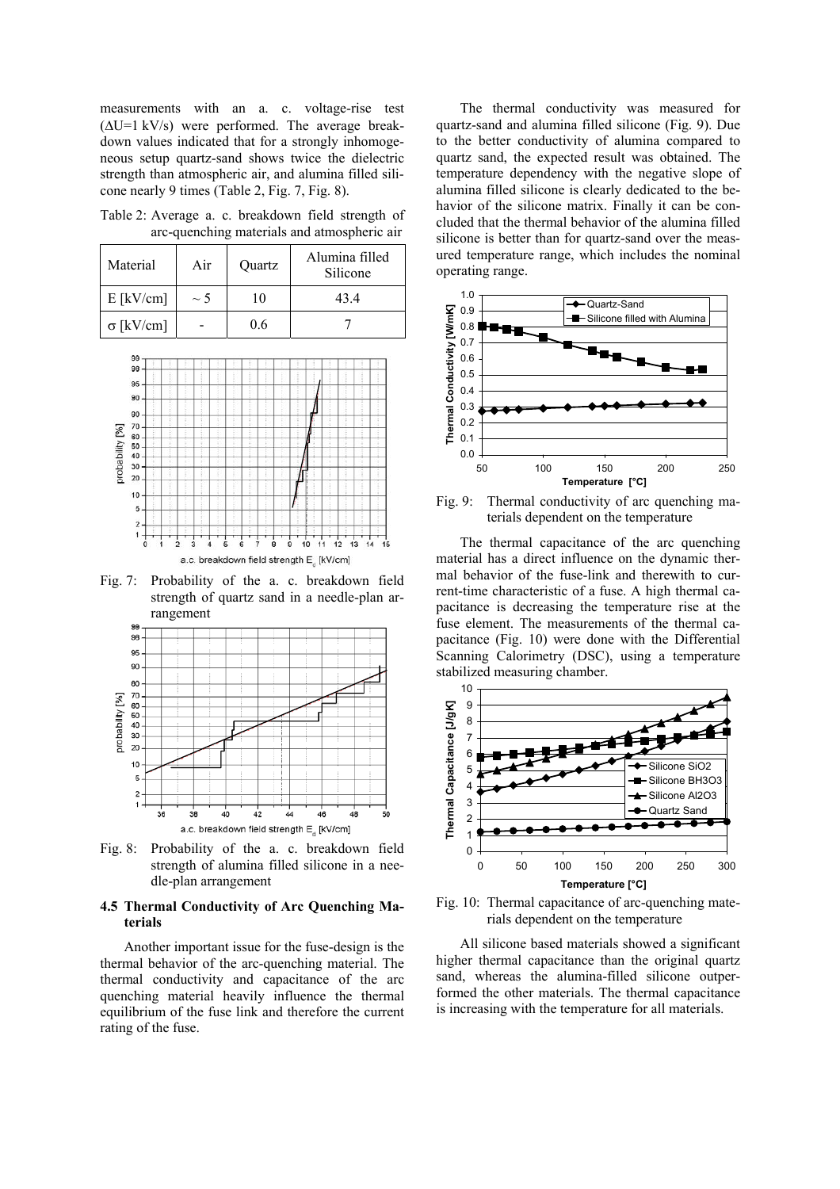measurements with an a. c. voltage-rise test ($\Delta U$=1 kV/s) were performed. The average breakdown values indicated that for a strongly inhomogeneous setup quartz-sand shows twice the dielectric strength than atmospheric air, and alumina filled silicone nearly 9 times (Table 2, Fig. 7, Fig. 8).

Table 2: Average a. c. breakdown field strength of arc-quenching materials and atmospheric air

| Material | Air | Quartz | Alumina filled Silicone |
|---|---|---|---|
| E [kV/cm] | ~ 5 | 10 | 43.4 |
| $\sigma$ [kV/cm] | - | 0.6 | 7 |

Fig. 7: Probability of the a. c. breakdown field strength of quartz sand in a needle-plan arrangement

Fig. 8: Probability of the a. c. breakdown field strength of alumina filled silicone in a needle-plan arrangement

### 4.5 Thermal Conductivity of Arc Quenching Materials

Another important issue for the fuse-design is the thermal behavior of the arc-quenching material. The thermal conductivity and capacitance of the arc quenching material heavily influence the thermal equilibrium of the fuse link and therefore the current rating of the fuse.

The thermal conductivity was measured for quartz-sand and alumina filled silicone (Fig. 9). Due to the better conductivity of alumina compared to quartz sand, the expected result was obtained. The temperature dependency with the negative slope of alumina filled silicone is clearly dedicated to the behavior of the silicone matrix. Finally it can be concluded that the thermal behavior of the alumina filled silicone is better than for quartz-sand over the measured temperature range, which includes the nominal operating range.

Fig. 9: Thermal conductivity of arc quenching materials dependent on the temperature

The thermal capacitance of the arc quenching material has a direct influence on the dynamic thermal behavior of the fuse-link and therewith to current-time characteristic of a fuse. A high thermal capacitance is decreasing the temperature rise at the fuse element. The measurements of the thermal capacitance (Fig. 10) were done with the Differential Scanning Calorimetry (DSC), using a temperature stabilized measuring chamber.

Fig. 10: Thermal capacitance of arc-quenching materials dependent on the temperature

All silicone based materials showed a significant higher thermal capacitance than the original quartz sand, whereas the alumina-filled silicone outperformed the other materials. The thermal capacitance is increasing with the temperature for all materials.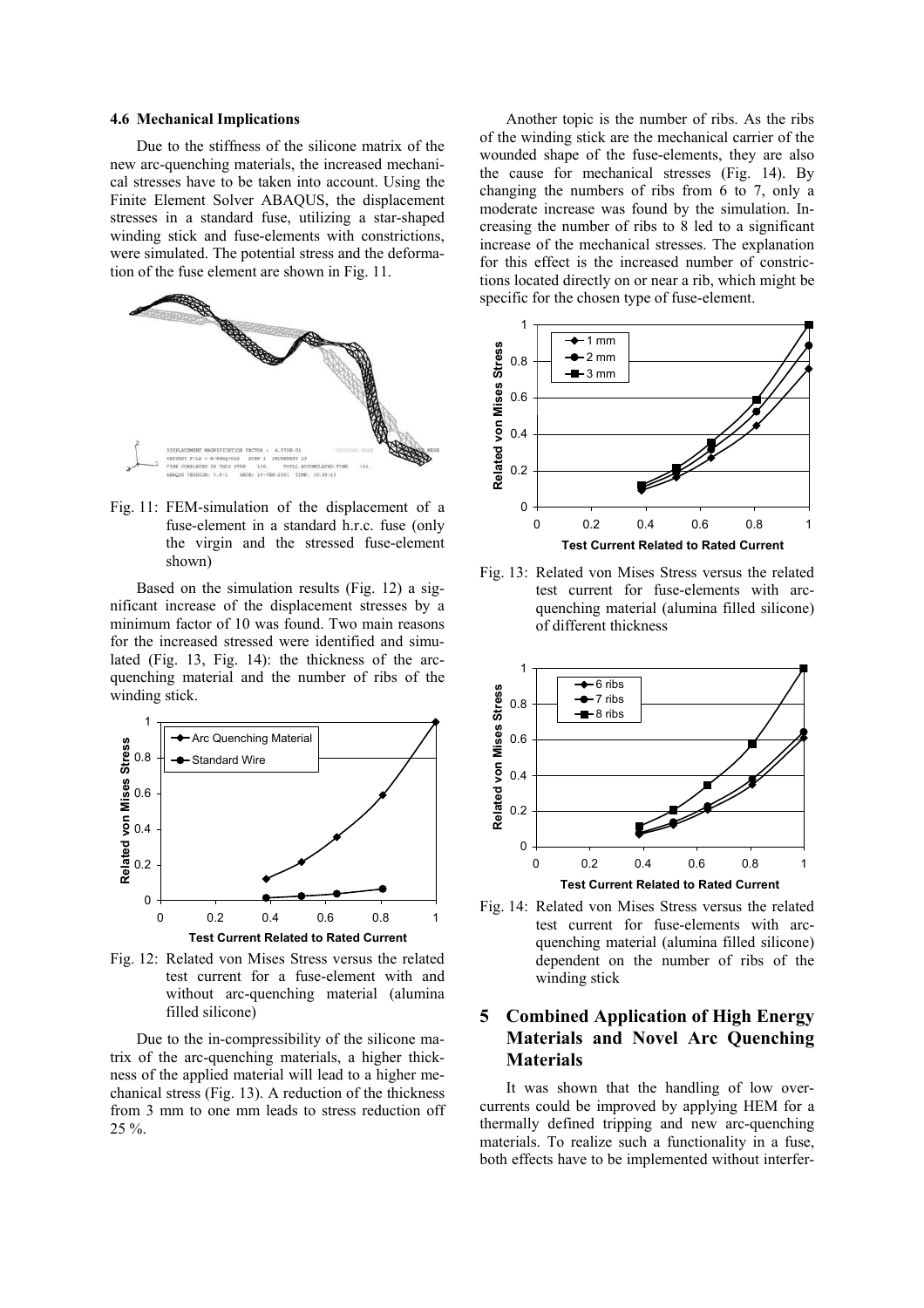### 4.6 Mechanical Implications

Due to the stiffness of the silicone matrix of the new arc-quenching materials, the increased mechanical stresses have to be taken into account. Using the Finite Element Solver ABAQUS, the displacement stresses in a standard fuse, utilizing a star-shaped winding stick and fuse-elements with constrictions, were simulated. The potential stress and the deformation of the fuse element are shown in Fig. 11.

Fig. 11: FEM-simulation of the displacement of a fuse-element in a standard h.r.c. fuse (only the virgin and the stressed fuse-element shown)

Based on the simulation results (Fig. 12) a significant increase of the displacement stresses by a minimum factor of 10 was found. Two main reasons for the increased stressed were identified and simulated (Fig. 13, Fig. 14): the thickness of the arc-quenching material and the number of ribs of the winding stick.

Fig. 12: Related von Mises Stress versus the related test current for a fuse-element with and without arc-quenching material (alumina filled silicone)

Due to the in-compressibility of the silicone matrix of the arc-quenching materials, a higher thickness of the applied material will lead to a higher mechanical stress (Fig. 13). A reduction of the thickness from 3 mm to one mm leads to stress reduction off 25 %.

Another topic is the number of ribs. As the ribs of the winding stick are the mechanical carrier of the wounded shape of the fuse-elements, they are also the cause for mechanical stresses (Fig. 14). By changing the numbers of ribs from 6 to 7, only a moderate increase was found by the simulation. Increasing the number of ribs to 8 led to a significant increase of the mechanical stresses. The explanation for this effect is the increased number of constrictions located directly on or near a rib, which might be specific for the chosen type of fuse-element.

Fig. 13: Related von Mises Stress versus the related test current for fuse-elements with arc-quenching material (alumina filled silicone) of different thickness

Fig. 14: Related von Mises Stress versus the related test current for fuse-elements with arc-quenching material (alumina filled silicone) dependent on the number of ribs of the winding stick

## 5 Combined Application of High Energy Materials and Novel Arc Quenching Materials

It was shown that the handling of low overcurrents could be improved by applying HEM for a thermally defined tripping and new arc-quenching materials. To realize such a functionality in a fuse, both effects have to be implemented without interfer-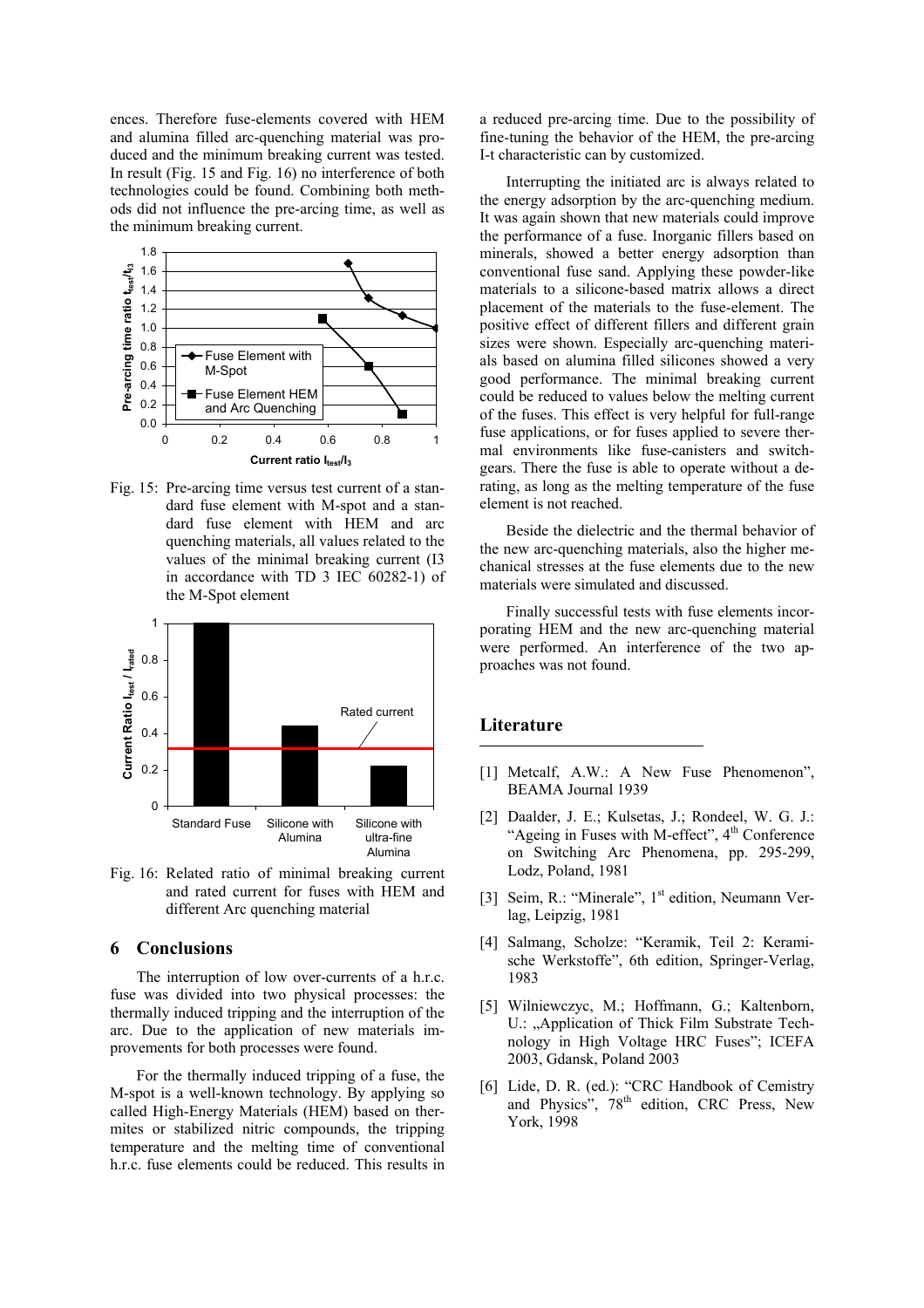ences. Therefore fuse-elements covered with HEM and alumina filled arc-quenching material was produced and the minimum breaking current was tested. In result (Fig. 15 and Fig. 16) no interference of both technologies could be found. Combining both methods did not influence the pre-arcing time, as well as the minimum breaking current.

Pre-arcing time ratio $t_{test}/t_3$

1.8
1.6
1.4
1.2
1.0
0.8
0.6
0.4
0.2
0.0

0 0.2 0.4 0.6 0.8 1

Current ratio $I_{test}/I_3$

Fuse Element with M-Spot

Fuse Element HEM and Arc Quenching

Fig. 15: Pre-arcing time versus test current of a standard fuse element with M-spot and a standard fuse element with HEM and arc quenching materials, all values related to the values of the minimal breaking current (I3 in accordance with TD 3 IEC 60282-1) of the M-Spot element

Current Ratio $I_{test}$ / $I_{rated}$

1
0.8
0.6
0.4
0.2
0

Rated current

Standard Fuse

Silicone with Alumina

Silicone with ultra-fine Alumina

Fig. 16: Related ratio of minimal breaking current and rated current for fuses with HEM and different Arc quenching material

## 6 Conclusions

The interruption of low over-currents of a h.r.c. fuse was divided into two physical processes: the thermally induced tripping and the interruption of the arc. Due to the application of new materials improvements for both processes were found.

For the thermally induced tripping of a fuse, the M-spot is a well-known technology. By applying so called High-Energy Materials (HEM) based on thermites or stabilized nitric compounds, the tripping temperature and the melting time of conventional h.r.c. fuse elements could be reduced. This results in a reduced pre-arcing time. Due to the possibility of fine-tuning the behavior of the HEM, the pre-arcing I-t characteristic can by customized.

Interrupting the initiated arc is always related to the energy adsorption by the arc-quenching medium. It was again shown that new materials could improve the performance of a fuse. Inorganic fillers based on minerals, showed a better energy adsorption than conventional fuse sand. Applying these powder-like materials to a silicone-based matrix allows a direct placement of the materials to the fuse-element. The positive effect of different fillers and different grain sizes were shown. Especially arc-quenching materials based on alumina filled silicones showed a very good performance. The minimal breaking current could be reduced to values below the melting current of the fuses. This effect is very helpful for full-range fuse applications, or for fuses applied to severe thermal environments like fuse-canisters and switchgears. There the fuse is able to operate without a derating, as long as the melting temperature of the fuse element is not reached.

Beside the dielectric and the thermal behavior of the new arc-quenching materials, also the higher mechanical stresses at the fuse elements due to the new materials were simulated and discussed.

Finally successful tests with fuse elements incorporating HEM and the new arc-quenching material were performed. An interference of the two approaches was not found.

## Literature

[1] Metcalf, A.W.: A New Fuse Phenomenon", BEAMA Journal 1939

[2] Daalder, J. E.; Kulsetas, J.; Rondeel, W. G. J.: "Ageing in Fuses with M-effect", 4th Conference on Switching Arc Phenomena, pp. 295-299, Lodz, Poland, 1981

[3] Seim, R.: "Minerale", 1st edition, Neumann Verlag, Leipzig, 1981

[4] Salmang, Scholze: "Keramik, Teil 2: Keramische Werkstoffe", 6th edition, Springer-Verlag, 1983

[5] Wilniewczyc, M.; Hoffmann, G.; Kaltenborn, U.: „Application of Thick Film Substrate Technology in High Voltage HRC Fuses"; ICEFA 2003, Gdansk, Poland 2003

[6] Lide, D. R. (ed.): "CRC Handbook of Cemistry and Physics", 78th edition, CRC Press, New York, 1998